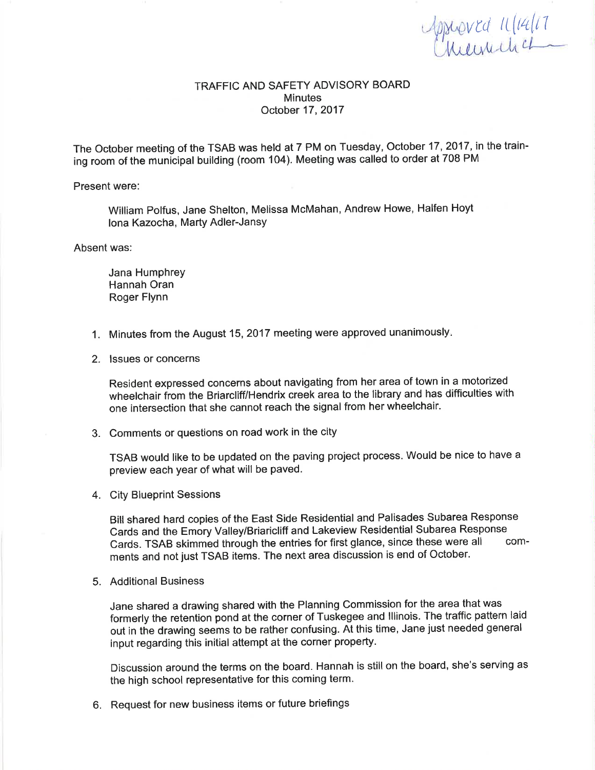Approved 11/14/17
[signature]

# TRAFFIC AND SAFETY ADVISORY BOARD
## Minutes
## October 17, 2017

The October meeting of the TSAB was held at 7 PM on Tuesday, October 17, 2017, in the training room of the municipal building (room 104). Meeting was called to order at 708 PM

Present were:

William Polfus, Jane Shelton, Melissa McMahan, Andrew Howe, Halfen Hoyt
Iona Kazocha, Marty Adler-Jansy

Absent was:

Jana Humphrey
Hannah Oran
Roger Flynn

1. Minutes from the August 15, 2017 meeting were approved unanimously.

2. Issues or concerns

   Resident expressed concerns about navigating from her area of town in a motorized wheelchair from the Briarcliff/Hendrix creek area to the library and has difficulties with one intersection that she cannot reach the signal from her wheelchair.

3. Comments or questions on road work in the city

   TSAB would like to be updated on the paving project process. Would be nice to have a preview each year of what will be paved.

4. City Blueprint Sessions

   Bill shared hard copies of the East Side Residential and Palisades Subarea Response Cards and the Emory Valley/Briaricliff and Lakeview Residential Subarea Response Cards. TSAB skimmed through the entries for first glance, since these were all comments and not just TSAB items. The next area discussion is end of October.

5. Additional Business

   Jane shared a drawing shared with the Planning Commission for the area that was formerly the retention pond at the corner of Tuskegee and Illinois. The traffic pattern laid out in the drawing seems to be rather confusing. At this time, Jane just needed general input regarding this initial attempt at the corner property.

   Discussion around the terms on the board. Hannah is still on the board, she's serving as the high school representative for this coming term.

6. Request for new business items or future briefings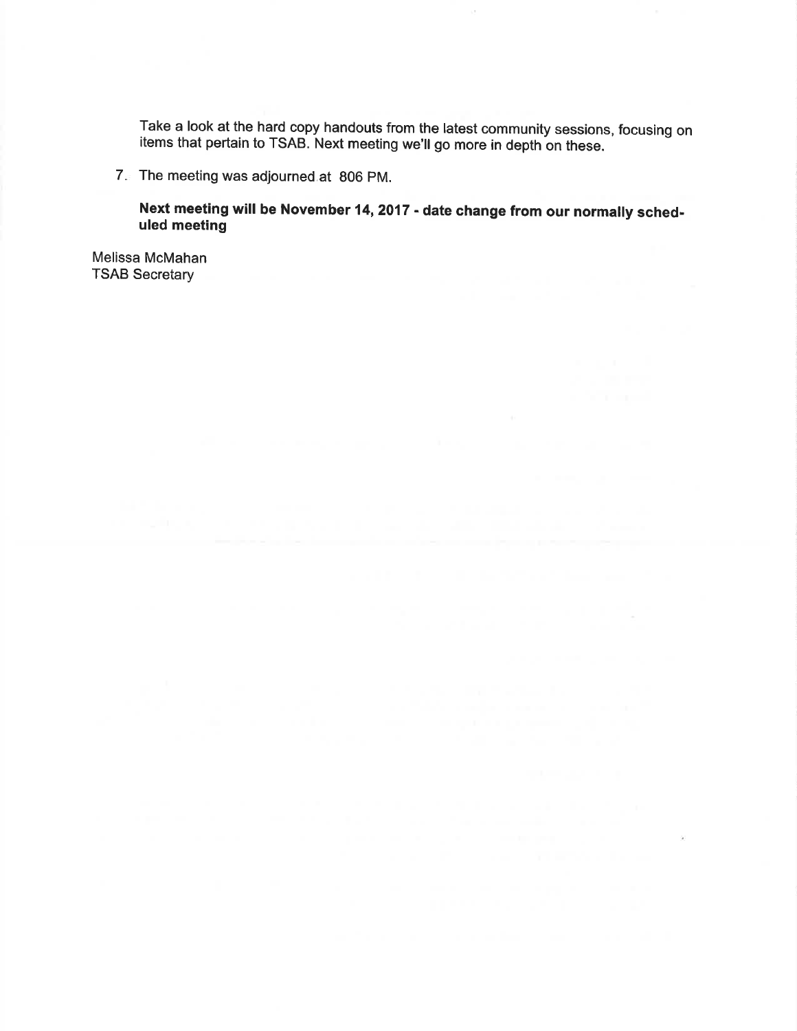Take a look at the hard copy handouts from the latest community sessions, focusing on items that pertain to TSAB. Next meeting we'll go more in depth on these.

7. The meeting was adjourned at 806 PM.

**Next meeting will be November 14, 2017 - date change from our normally scheduled meeting**

Melissa McMahan
TSAB Secretary